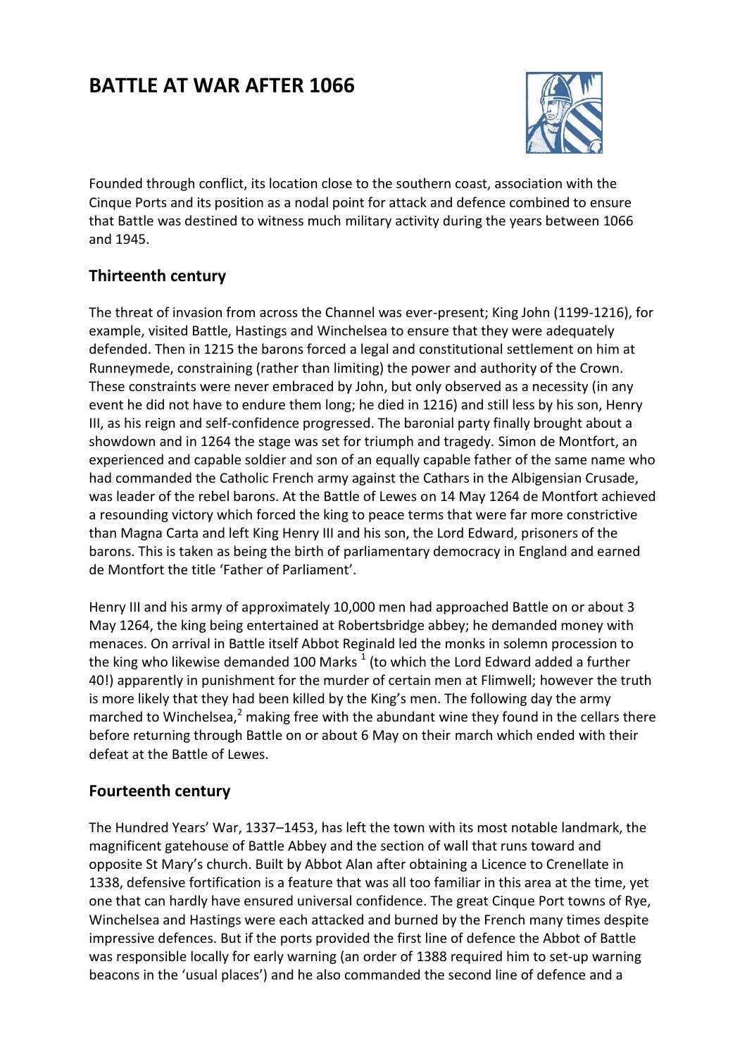# BATTLE AT WAR AFTER 1066

Founded through conflict, its location close to the southern coast, association with the Cinque Ports and its position as a nodal point for attack and defence combined to ensure that Battle was destined to witness much military activity during the years between 1066 and 1945.

## Thirteenth century

The threat of invasion from across the Channel was ever-present; King John (1199-1216), for example, visited Battle, Hastings and Winchelsea to ensure that they were adequately defended. Then in 1215 the barons forced a legal and constitutional settlement on him at Runneymede, constraining (rather than limiting) the power and authority of the Crown. These constraints were never embraced by John, but only observed as a necessity (in any event he did not have to endure them long; he died in 1216) and still less by his son, Henry III, as his reign and self-confidence progressed. The baronial party finally brought about a showdown and in 1264 the stage was set for triumph and tragedy. Simon de Montfort, an experienced and capable soldier and son of an equally capable father of the same name who had commanded the Catholic French army against the Cathars in the Albigensian Crusade, was leader of the rebel barons. At the Battle of Lewes on 14 May 1264 de Montfort achieved a resounding victory which forced the king to peace terms that were far more constrictive than Magna Carta and left King Henry III and his son, the Lord Edward, prisoners of the barons. This is taken as being the birth of parliamentary democracy in England and earned de Montfort the title 'Father of Parliament'.

Henry III and his army of approximately 10,000 men had approached Battle on or about 3 May 1264, the king being entertained at Robertsbridge abbey; he demanded money with menaces. On arrival in Battle itself Abbot Reginald led the monks in solemn procession to the king who likewise demanded 100 Marks [1] (to which the Lord Edward added a further 40!) apparently in punishment for the murder of certain men at Flimwell; however the truth is more likely that they had been killed by the King's men. The following day the army marched to Winchelsea,[2] making free with the abundant wine they found in the cellars there before returning through Battle on or about 6 May on their march which ended with their defeat at the Battle of Lewes.

## Fourteenth century

The Hundred Years' War, 1337–1453, has left the town with its most notable landmark, the magnificent gatehouse of Battle Abbey and the section of wall that runs toward and opposite St Mary's church. Built by Abbot Alan after obtaining a Licence to Crenellate in 1338, defensive fortification is a feature that was all too familiar in this area at the time, yet one that can hardly have ensured universal confidence. The great Cinque Port towns of Rye, Winchelsea and Hastings were each attacked and burned by the French many times despite impressive defences. But if the ports provided the first line of defence the Abbot of Battle was responsible locally for early warning (an order of 1388 required him to set-up warning beacons in the 'usual places') and he also commanded the second line of defence and a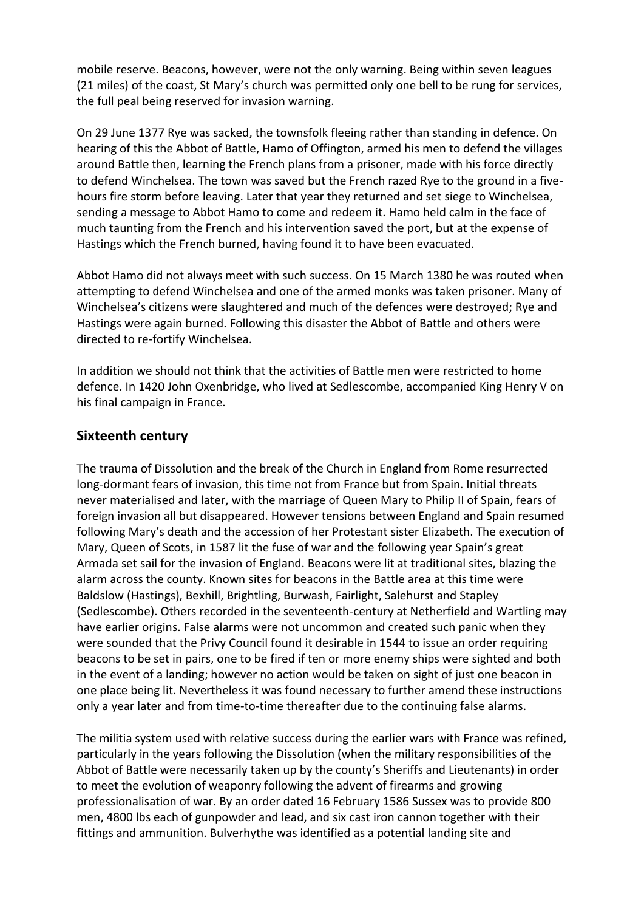mobile reserve. Beacons, however, were not the only warning. Being within seven leagues (21 miles) of the coast, St Mary's church was permitted only one bell to be rung for services, the full peal being reserved for invasion warning.

On 29 June 1377 Rye was sacked, the townsfolk fleeing rather than standing in defence. On hearing of this the Abbot of Battle, Hamo of Offington, armed his men to defend the villages around Battle then, learning the French plans from a prisoner, made with his force directly to defend Winchelsea. The town was saved but the French razed Rye to the ground in a five-hours fire storm before leaving. Later that year they returned and set siege to Winchelsea, sending a message to Abbot Hamo to come and redeem it. Hamo held calm in the face of much taunting from the French and his intervention saved the port, but at the expense of Hastings which the French burned, having found it to have been evacuated.

Abbot Hamo did not always meet with such success. On 15 March 1380 he was routed when attempting to defend Winchelsea and one of the armed monks was taken prisoner. Many of Winchelsea's citizens were slaughtered and much of the defences were destroyed; Rye and Hastings were again burned. Following this disaster the Abbot of Battle and others were directed to re-fortify Winchelsea.

In addition we should not think that the activities of Battle men were restricted to home defence. In 1420 John Oxenbridge, who lived at Sedlescombe, accompanied King Henry V on his final campaign in France.

## Sixteenth century

The trauma of Dissolution and the break of the Church in England from Rome resurrected long-dormant fears of invasion, this time not from France but from Spain. Initial threats never materialised and later, with the marriage of Queen Mary to Philip II of Spain, fears of foreign invasion all but disappeared. However tensions between England and Spain resumed following Mary's death and the accession of her Protestant sister Elizabeth. The execution of Mary, Queen of Scots, in 1587 lit the fuse of war and the following year Spain's great Armada set sail for the invasion of England. Beacons were lit at traditional sites, blazing the alarm across the county. Known sites for beacons in the Battle area at this time were Baldslow (Hastings), Bexhill, Brightling, Burwash, Fairlight, Salehurst and Stapley (Sedlescombe). Others recorded in the seventeenth-century at Netherfield and Wartling may have earlier origins. False alarms were not uncommon and created such panic when they were sounded that the Privy Council found it desirable in 1544 to issue an order requiring beacons to be set in pairs, one to be fired if ten or more enemy ships were sighted and both in the event of a landing; however no action would be taken on sight of just one beacon in one place being lit. Nevertheless it was found necessary to further amend these instructions only a year later and from time-to-time thereafter due to the continuing false alarms.

The militia system used with relative success during the earlier wars with France was refined, particularly in the years following the Dissolution (when the military responsibilities of the Abbot of Battle were necessarily taken up by the county's Sheriffs and Lieutenants) in order to meet the evolution of weaponry following the advent of firearms and growing professionalisation of war. By an order dated 16 February 1586 Sussex was to provide 800 men, 4800 lbs each of gunpowder and lead, and six cast iron cannon together with their fittings and ammunition. Bulverhythe was identified as a potential landing site and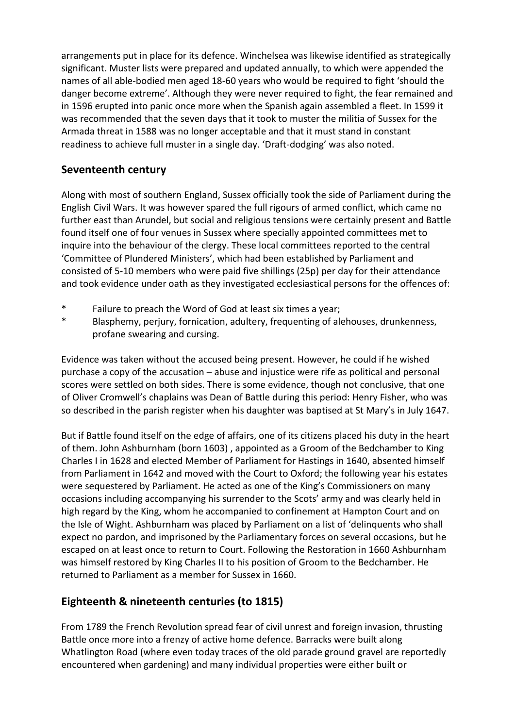arrangements put in place for its defence. Winchelsea was likewise identified as strategically significant. Muster lists were prepared and updated annually, to which were appended the names of all able-bodied men aged 18-60 years who would be required to fight 'should the danger become extreme'. Although they were never required to fight, the fear remained and in 1596 erupted into panic once more when the Spanish again assembled a fleet. In 1599 it was recommended that the seven days that it took to muster the militia of Sussex for the Armada threat in 1588 was no longer acceptable and that it must stand in constant readiness to achieve full muster in a single day. 'Draft-dodging' was also noted.

## Seventeenth century

Along with most of southern England, Sussex officially took the side of Parliament during the English Civil Wars. It was however spared the full rigours of armed conflict, which came no further east than Arundel, but social and religious tensions were certainly present and Battle found itself one of four venues in Sussex where specially appointed committees met to inquire into the behaviour of the clergy. These local committees reported to the central 'Committee of Plundered Ministers', which had been established by Parliament and consisted of 5-10 members who were paid five shillings (25p) per day for their attendance and took evidence under oath as they investigated ecclesiastical persons for the offences of:

* Failure to preach the Word of God at least six times a year;
* Blasphemy, perjury, fornication, adultery, frequenting of alehouses, drunkenness, profane swearing and cursing.

Evidence was taken without the accused being present. However, he could if he wished purchase a copy of the accusation – abuse and injustice were rife as political and personal scores were settled on both sides. There is some evidence, though not conclusive, that one of Oliver Cromwell's chaplains was Dean of Battle during this period: Henry Fisher, who was so described in the parish register when his daughter was baptised at St Mary's in July 1647.

But if Battle found itself on the edge of affairs, one of its citizens placed his duty in the heart of them. John Ashburnham (born 1603) , appointed as a Groom of the Bedchamber to King Charles I in 1628 and elected Member of Parliament for Hastings in 1640, absented himself from Parliament in 1642 and moved with the Court to Oxford; the following year his estates were sequestered by Parliament. He acted as one of the King's Commissioners on many occasions including accompanying his surrender to the Scots' army and was clearly held in high regard by the King, whom he accompanied to confinement at Hampton Court and on the Isle of Wight. Ashburnham was placed by Parliament on a list of 'delinquents who shall expect no pardon, and imprisoned by the Parliamentary forces on several occasions, but he escaped on at least once to return to Court. Following the Restoration in 1660 Ashburnham was himself restored by King Charles II to his position of Groom to the Bedchamber. He returned to Parliament as a member for Sussex in 1660.

## Eighteenth & nineteenth centuries (to 1815)

From 1789 the French Revolution spread fear of civil unrest and foreign invasion, thrusting Battle once more into a frenzy of active home defence. Barracks were built along Whatlington Road (where even today traces of the old parade ground gravel are reportedly encountered when gardening) and many individual properties were either built or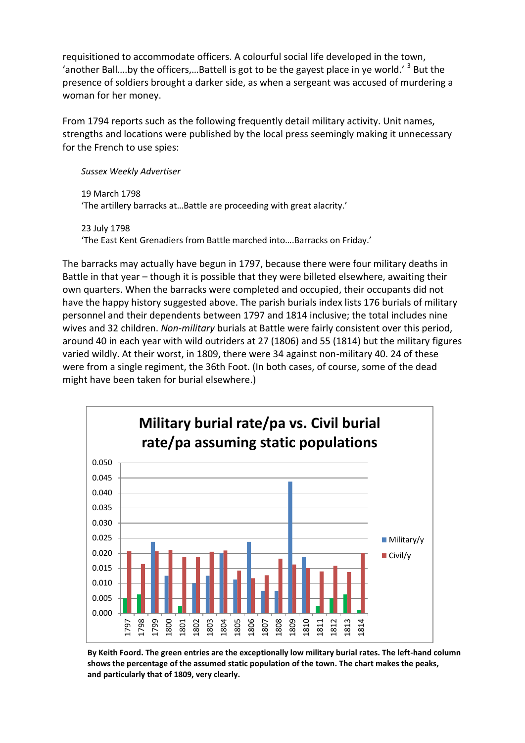requisitioned to accommodate officers. A colourful social life developed in the town, 'another Ball….by the officers,…Battell is got to be the gayest place in ye world.' [3] But the presence of soldiers brought a darker side, as when a sergeant was accused of murdering a woman for her money.

From 1794 reports such as the following frequently detail military activity. Unit names, strengths and locations were published by the local press seemingly making it unnecessary for the French to use spies:

> *Sussex Weekly Advertiser*
>
> 19 March 1798
> 'The artillery barracks at…Battle are proceeding with great alacrity.'
>
> 23 July 1798
> 'The East Kent Grenadiers from Battle marched into….Barracks on Friday.'

The barracks may actually have begun in 1797, because there were four military deaths in Battle in that year – though it is possible that they were billeted elsewhere, awaiting their own quarters. When the barracks were completed and occupied, their occupants did not have the happy history suggested above. The parish burials index lists 176 burials of military personnel and their dependents between 1797 and 1814 inclusive; the total includes nine wives and 32 children. *Non-military* burials at Battle were fairly consistent over this period, around 40 in each year with wild outriders at 27 (1806) and 55 (1814) but the military figures varied wildly. At their worst, in 1809, there were 34 against non-military 40. 24 of these were from a single regiment, the 36th Foot. (In both cases, of course, some of the dead might have been taken for burial elsewhere.)

**Military burial rate/pa vs. Civil burial rate/pa assuming static populations**

**By Keith Foord. The green entries are the exceptionally low military burial rates. The left-hand column shows the percentage of the assumed static population of the town. The chart makes the peaks, and particularly that of 1809, very clearly.**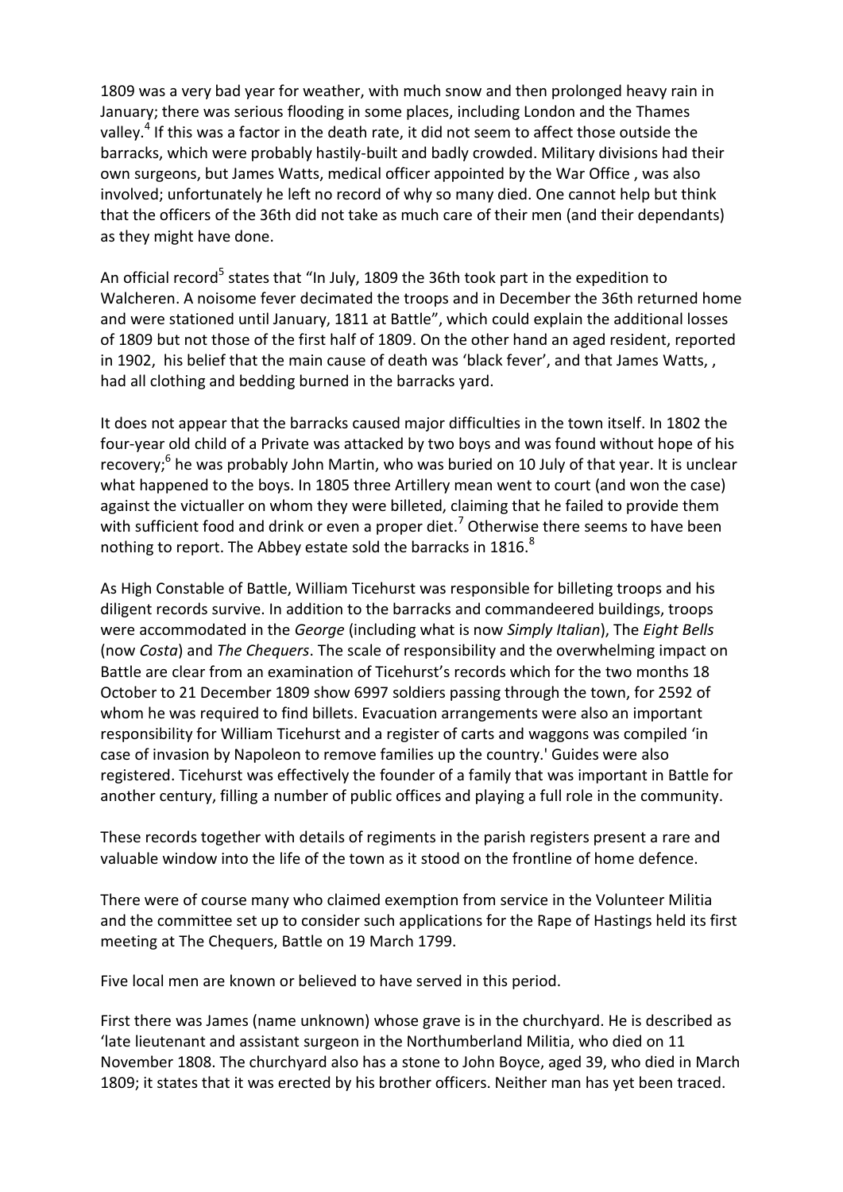1809 was a very bad year for weather, with much snow and then prolonged heavy rain in January; there was serious flooding in some places, including London and the Thames valley.[4] If this was a factor in the death rate, it did not seem to affect those outside the barracks, which were probably hastily-built and badly crowded. Military divisions had their own surgeons, but James Watts, medical officer appointed by the War Office , was also involved; unfortunately he left no record of why so many died. One cannot help but think that the officers of the 36th did not take as much care of their men (and their dependants) as they might have done.

An official record[5] states that "In July, 1809 the 36th took part in the expedition to Walcheren. A noisome fever decimated the troops and in December the 36th returned home and were stationed until January, 1811 at Battle", which could explain the additional losses of 1809 but not those of the first half of 1809. On the other hand an aged resident, reported in 1902, his belief that the main cause of death was 'black fever', and that James Watts, , had all clothing and bedding burned in the barracks yard.

It does not appear that the barracks caused major difficulties in the town itself. In 1802 the four-year old child of a Private was attacked by two boys and was found without hope of his recovery;[6] he was probably John Martin, who was buried on 10 July of that year. It is unclear what happened to the boys. In 1805 three Artillery mean went to court (and won the case) against the victualler on whom they were billeted, claiming that he failed to provide them with sufficient food and drink or even a proper diet.[7] Otherwise there seems to have been nothing to report. The Abbey estate sold the barracks in 1816.[8]

As High Constable of Battle, William Ticehurst was responsible for billeting troops and his diligent records survive. In addition to the barracks and commandeered buildings, troops were accommodated in the *George* (including what is now *Simply Italian*), The *Eight Bells* (now *Costa*) and *The Chequers*. The scale of responsibility and the overwhelming impact on Battle are clear from an examination of Ticehurst's records which for the two months 18 October to 21 December 1809 show 6997 soldiers passing through the town, for 2592 of whom he was required to find billets. Evacuation arrangements were also an important responsibility for William Ticehurst and a register of carts and waggons was compiled 'in case of invasion by Napoleon to remove families up the country.' Guides were also registered. Ticehurst was effectively the founder of a family that was important in Battle for another century, filling a number of public offices and playing a full role in the community.

These records together with details of regiments in the parish registers present a rare and valuable window into the life of the town as it stood on the frontline of home defence.

There were of course many who claimed exemption from service in the Volunteer Militia and the committee set up to consider such applications for the Rape of Hastings held its first meeting at The Chequers, Battle on 19 March 1799.

Five local men are known or believed to have served in this period.

First there was James (name unknown) whose grave is in the churchyard. He is described as 'late lieutenant and assistant surgeon in the Northumberland Militia, who died on 11 November 1808. The churchyard also has a stone to John Boyce, aged 39, who died in March 1809; it states that it was erected by his brother officers. Neither man has yet been traced.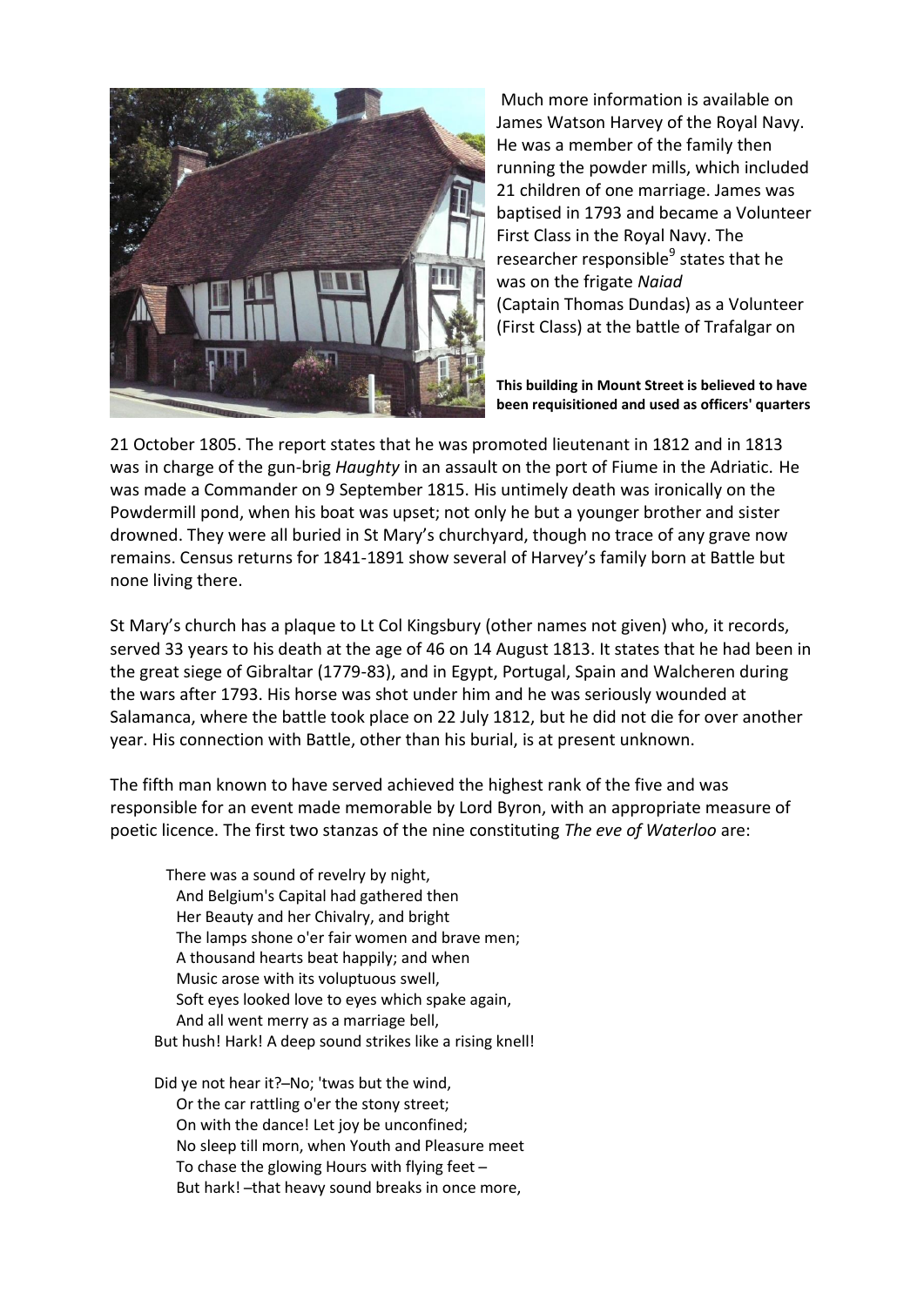Much more information is available on James Watson Harvey of the Royal Navy. He was a member of the family then running the powder mills, which included 21 children of one marriage. James was baptised in 1793 and became a Volunteer First Class in the Royal Navy. The researcher responsible[9] states that he was on the frigate *Naiad* (Captain Thomas Dundas) as a Volunteer (First Class) at the battle of Trafalgar on 21 October 1805. The report states that he was promoted lieutenant in 1812 and in 1813 was in charge of the gun-brig *Haughty* in an assault on the port of Fiume in the Adriatic. He was made a Commander on 9 September 1815. His untimely death was ironically on the Powdermill pond, when his boat was upset; not only he but a younger brother and sister drowned. They were all buried in St Mary's churchyard, though no trace of any grave now remains. Census returns for 1841-1891 show several of Harvey's family born at Battle but none living there.

**This building in Mount Street is believed to have been requisitioned and used as officers' quarters**

St Mary's church has a plaque to Lt Col Kingsbury (other names not given) who, it records, served 33 years to his death at the age of 46 on 14 August 1813. It states that he had been in the great siege of Gibraltar (1779-83), and in Egypt, Portugal, Spain and Walcheren during the wars after 1793. His horse was shot under him and he was seriously wounded at Salamanca, where the battle took place on 22 July 1812, but he did not die for over another year. His connection with Battle, other than his burial, is at present unknown.

The fifth man known to have served achieved the highest rank of the five and was responsible for an event made memorable by Lord Byron, with an appropriate measure of poetic licence. The first two stanzas of the nine constituting *The eve of Waterloo* are:

> There was a sound of revelry by night,
> And Belgium's Capital had gathered then
> Her Beauty and her Chivalry, and bright
> The lamps shone o'er fair women and brave men;
> A thousand hearts beat happily; and when
> Music arose with its voluptuous swell,
> Soft eyes looked love to eyes which spake again,
> And all went merry as a marriage bell,
> But hush! Hark! A deep sound strikes like a rising knell!
>
> Did ye not hear it?–No; 'twas but the wind,
> Or the car rattling o'er the stony street;
> On with the dance! Let joy be unconfined;
> No sleep till morn, when Youth and Pleasure meet
> To chase the glowing Hours with flying feet –
> But hark! –that heavy sound breaks in once more,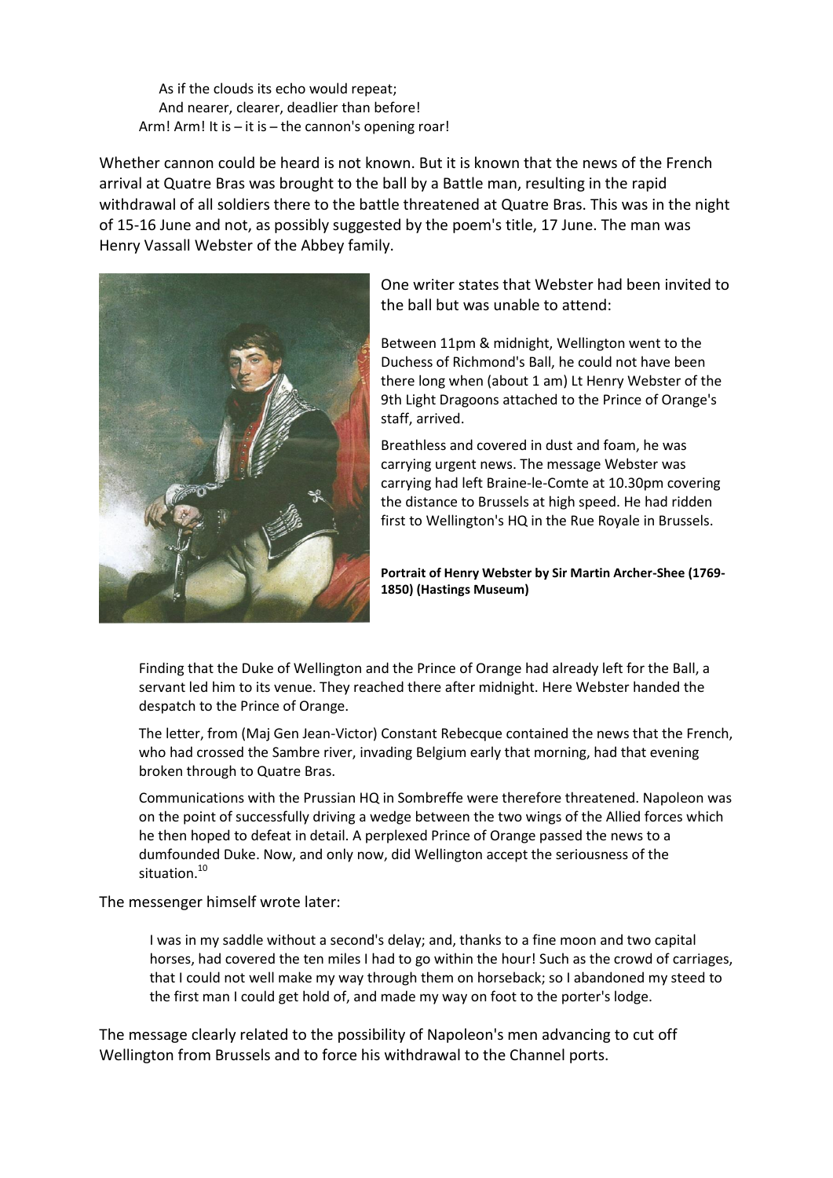> As if the clouds its echo would repeat;
> And nearer, clearer, deadlier than before!
> Arm! Arm! It is – it is – the cannon's opening roar!

Whether cannon could be heard is not known. But it is known that the news of the French arrival at Quatre Bras was brought to the ball by a Battle man, resulting in the rapid withdrawal of all soldiers there to the battle threatened at Quatre Bras. This was in the night of 15-16 June and not, as possibly suggested by the poem's title, 17 June. The man was Henry Vassall Webster of the Abbey family.

One writer states that Webster had been invited to the ball but was unable to attend:

> Between 11pm & midnight, Wellington went to the Duchess of Richmond's Ball, he could not have been there long when (about 1 am) Lt Henry Webster of the 9th Light Dragoons attached to the Prince of Orange's staff, arrived.
>
> Breathless and covered in dust and foam, he was carrying urgent news. The message Webster was carrying had left Braine-le-Comte at 10.30pm covering the distance to Brussels at high speed. He had ridden first to Wellington's HQ in the Rue Royale in Brussels.

**Portrait of Henry Webster by Sir Martin Archer-Shee (1769-1850) (Hastings Museum)**

> Finding that the Duke of Wellington and the Prince of Orange had already left for the Ball, a servant led him to its venue. They reached there after midnight. Here Webster handed the despatch to the Prince of Orange.
>
> The letter, from (Maj Gen Jean-Victor) Constant Rebecque contained the news that the French, who had crossed the Sambre river, invading Belgium early that morning, had that evening broken through to Quatre Bras.
>
> Communications with the Prussian HQ in Sombreffe were therefore threatened. Napoleon was on the point of successfully driving a wedge between the two wings of the Allied forces which he then hoped to defeat in detail. A perplexed Prince of Orange passed the news to a dumfounded Duke. Now, and only now, did Wellington accept the seriousness of the situation.[10]

The messenger himself wrote later:

> I was in my saddle without a second's delay; and, thanks to a fine moon and two capital horses, had covered the ten miles I had to go within the hour! Such as the crowd of carriages, that I could not well make my way through them on horseback; so I abandoned my steed to the first man I could get hold of, and made my way on foot to the porter's lodge.

The message clearly related to the possibility of Napoleon's men advancing to cut off Wellington from Brussels and to force his withdrawal to the Channel ports.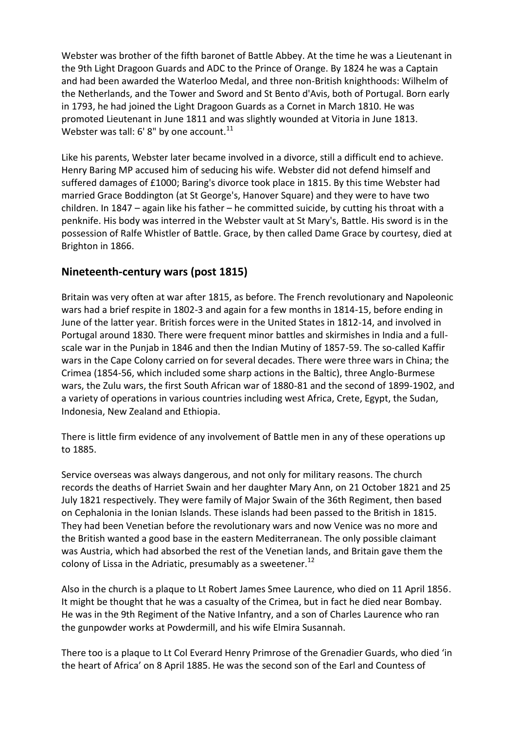Webster was brother of the fifth baronet of Battle Abbey. At the time he was a Lieutenant in the 9th Light Dragoon Guards and ADC to the Prince of Orange. By 1824 he was a Captain and had been awarded the Waterloo Medal, and three non-British knighthoods: Wilhelm of the Netherlands, and the Tower and Sword and St Bento d'Avis, both of Portugal. Born early in 1793, he had joined the Light Dragoon Guards as a Cornet in March 1810. He was promoted Lieutenant in June 1811 and was slightly wounded at Vitoria in June 1813. Webster was tall: 6' 8" by one account.[11]

Like his parents, Webster later became involved in a divorce, still a difficult end to achieve. Henry Baring MP accused him of seducing his wife. Webster did not defend himself and suffered damages of £1000; Baring's divorce took place in 1815. By this time Webster had married Grace Boddington (at St George's, Hanover Square) and they were to have two children. In 1847 – again like his father – he committed suicide, by cutting his throat with a penknife. His body was interred in the Webster vault at St Mary's, Battle. His sword is in the possession of Ralfe Whistler of Battle. Grace, by then called Dame Grace by courtesy, died at Brighton in 1866.

## Nineteenth-century wars (post 1815)

Britain was very often at war after 1815, as before. The French revolutionary and Napoleonic wars had a brief respite in 1802-3 and again for a few months in 1814-15, before ending in June of the latter year. British forces were in the United States in 1812-14, and involved in Portugal around 1830. There were frequent minor battles and skirmishes in India and a full-scale war in the Punjab in 1846 and then the Indian Mutiny of 1857-59. The so-called Kaffir wars in the Cape Colony carried on for several decades. There were three wars in China; the Crimea (1854-56, which included some sharp actions in the Baltic), three Anglo-Burmese wars, the Zulu wars, the first South African war of 1880-81 and the second of 1899-1902, and a variety of operations in various countries including west Africa, Crete, Egypt, the Sudan, Indonesia, New Zealand and Ethiopia.

There is little firm evidence of any involvement of Battle men in any of these operations up to 1885.

Service overseas was always dangerous, and not only for military reasons. The church records the deaths of Harriet Swain and her daughter Mary Ann, on 21 October 1821 and 25 July 1821 respectively. They were family of Major Swain of the 36th Regiment, then based on Cephalonia in the Ionian Islands. These islands had been passed to the British in 1815. They had been Venetian before the revolutionary wars and now Venice was no more and the British wanted a good base in the eastern Mediterranean. The only possible claimant was Austria, which had absorbed the rest of the Venetian lands, and Britain gave them the colony of Lissa in the Adriatic, presumably as a sweetener.[12]

Also in the church is a plaque to Lt Robert James Smee Laurence, who died on 11 April 1856. It might be thought that he was a casualty of the Crimea, but in fact he died near Bombay. He was in the 9th Regiment of the Native Infantry, and a son of Charles Laurence who ran the gunpowder works at Powdermill, and his wife Elmira Susannah.

There too is a plaque to Lt Col Everard Henry Primrose of the Grenadier Guards, who died 'in the heart of Africa' on 8 April 1885. He was the second son of the Earl and Countess of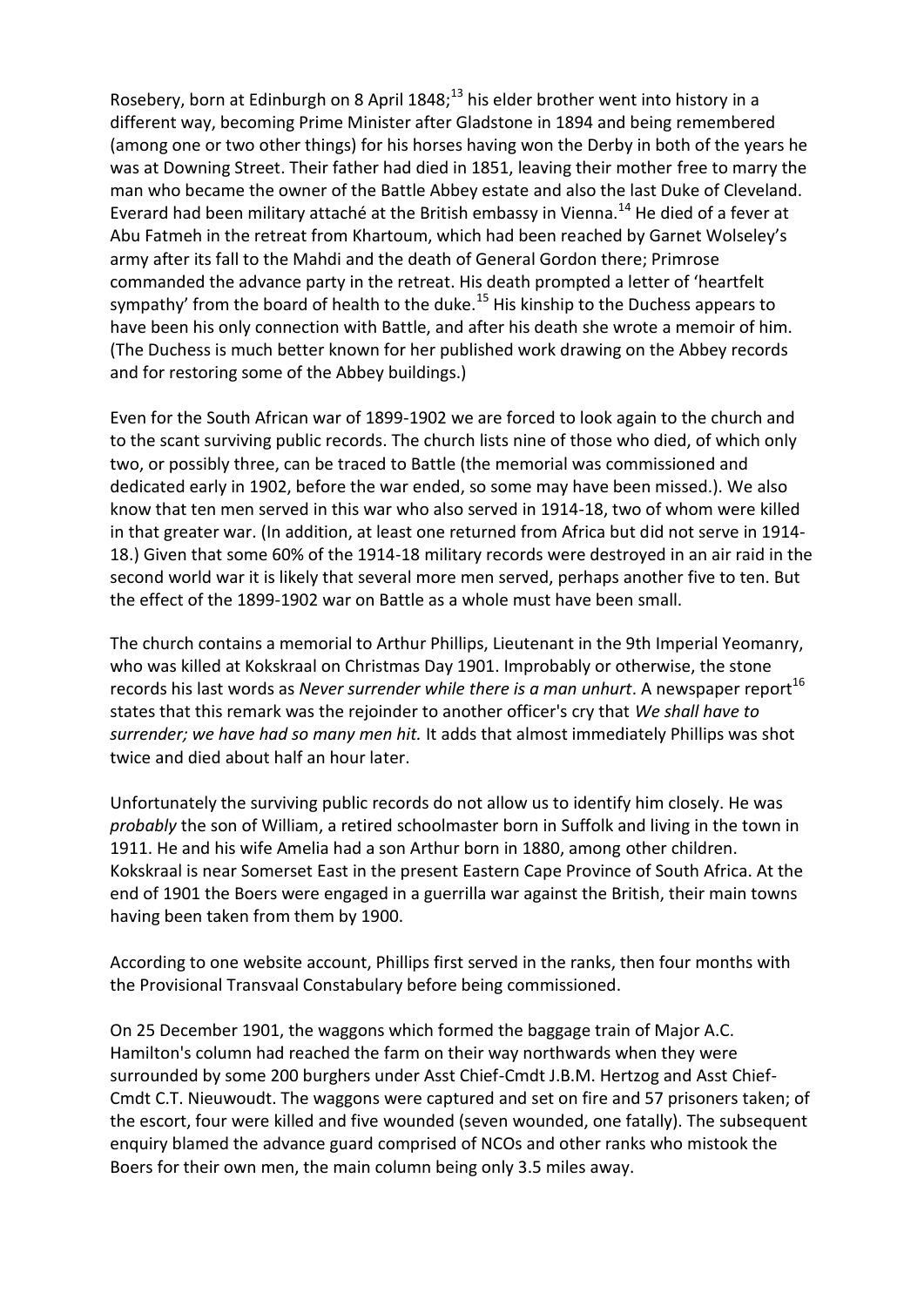Rosebery, born at Edinburgh on 8 April 1848;[13] his elder brother went into history in a different way, becoming Prime Minister after Gladstone in 1894 and being remembered (among one or two other things) for his horses having won the Derby in both of the years he was at Downing Street. Their father had died in 1851, leaving their mother free to marry the man who became the owner of the Battle Abbey estate and also the last Duke of Cleveland. Everard had been military attaché at the British embassy in Vienna.[14] He died of a fever at Abu Fatmeh in the retreat from Khartoum, which had been reached by Garnet Wolseley's army after its fall to the Mahdi and the death of General Gordon there; Primrose commanded the advance party in the retreat. His death prompted a letter of 'heartfelt sympathy' from the board of health to the duke.[15] His kinship to the Duchess appears to have been his only connection with Battle, and after his death she wrote a memoir of him. (The Duchess is much better known for her published work drawing on the Abbey records and for restoring some of the Abbey buildings.)

Even for the South African war of 1899-1902 we are forced to look again to the church and to the scant surviving public records. The church lists nine of those who died, of which only two, or possibly three, can be traced to Battle (the memorial was commissioned and dedicated early in 1902, before the war ended, so some may have been missed.). We also know that ten men served in this war who also served in 1914-18, two of whom were killed in that greater war. (In addition, at least one returned from Africa but did not serve in 1914-18.) Given that some 60% of the 1914-18 military records were destroyed in an air raid in the second world war it is likely that several more men served, perhaps another five to ten. But the effect of the 1899-1902 war on Battle as a whole must have been small.

The church contains a memorial to Arthur Phillips, Lieutenant in the 9th Imperial Yeomanry, who was killed at Kokskraal on Christmas Day 1901. Improbably or otherwise, the stone records his last words as *Never surrender while there is a man unhurt*. A newspaper report[16] states that this remark was the rejoinder to another officer's cry that *We shall have to surrender; we have had so many men hit.* It adds that almost immediately Phillips was shot twice and died about half an hour later.

Unfortunately the surviving public records do not allow us to identify him closely. He was *probably* the son of William, a retired schoolmaster born in Suffolk and living in the town in 1911. He and his wife Amelia had a son Arthur born in 1880, among other children. Kokskraal is near Somerset East in the present Eastern Cape Province of South Africa. At the end of 1901 the Boers were engaged in a guerrilla war against the British, their main towns having been taken from them by 1900.

According to one website account, Phillips first served in the ranks, then four months with the Provisional Transvaal Constabulary before being commissioned.

On 25 December 1901, the waggons which formed the baggage train of Major A.C. Hamilton's column had reached the farm on their way northwards when they were surrounded by some 200 burghers under Asst Chief-Cmdt J.B.M. Hertzog and Asst Chief-Cmdt C.T. Nieuwoudt. The waggons were captured and set on fire and 57 prisoners taken; of the escort, four were killed and five wounded (seven wounded, one fatally). The subsequent enquiry blamed the advance guard comprised of NCOs and other ranks who mistook the Boers for their own men, the main column being only 3.5 miles away.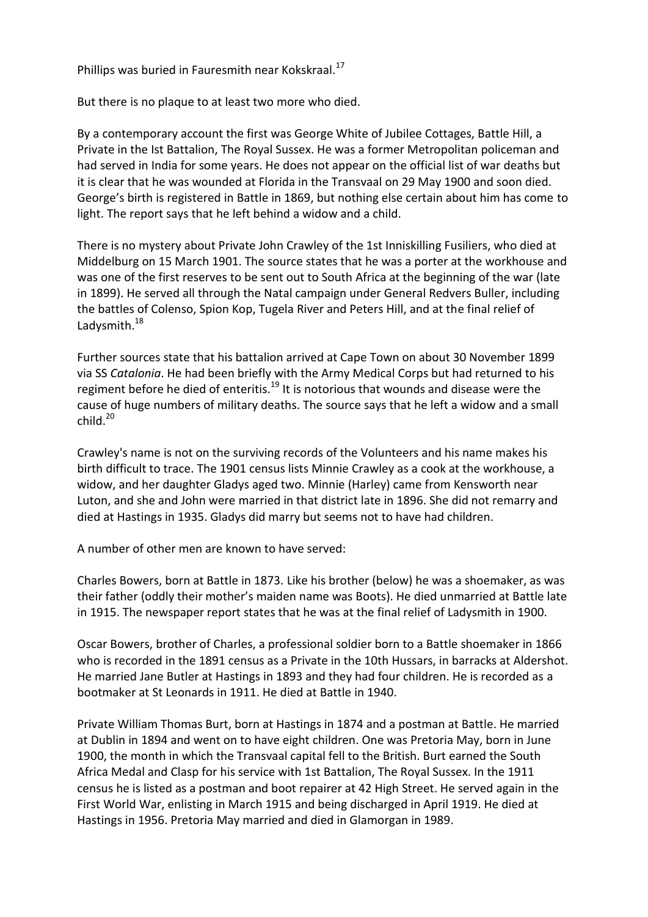Phillips was buried in Fauresmith near Kokskraal.[17]

But there is no plaque to at least two more who died.

By a contemporary account the first was George White of Jubilee Cottages, Battle Hill, a Private in the Ist Battalion, The Royal Sussex. He was a former Metropolitan policeman and had served in India for some years. He does not appear on the official list of war deaths but it is clear that he was wounded at Florida in the Transvaal on 29 May 1900 and soon died. George's birth is registered in Battle in 1869, but nothing else certain about him has come to light. The report says that he left behind a widow and a child.

There is no mystery about Private John Crawley of the 1st Inniskilling Fusiliers, who died at Middelburg on 15 March 1901. The source states that he was a porter at the workhouse and was one of the first reserves to be sent out to South Africa at the beginning of the war (late in 1899). He served all through the Natal campaign under General Redvers Buller, including the battles of Colenso, Spion Kop, Tugela River and Peters Hill, and at the final relief of Ladysmith.[18]

Further sources state that his battalion arrived at Cape Town on about 30 November 1899 via SS *Catalonia*. He had been briefly with the Army Medical Corps but had returned to his regiment before he died of enteritis.[19] It is notorious that wounds and disease were the cause of huge numbers of military deaths. The source says that he left a widow and a small child.[20]

Crawley's name is not on the surviving records of the Volunteers and his name makes his birth difficult to trace. The 1901 census lists Minnie Crawley as a cook at the workhouse, a widow, and her daughter Gladys aged two. Minnie (Harley) came from Kensworth near Luton, and she and John were married in that district late in 1896. She did not remarry and died at Hastings in 1935. Gladys did marry but seems not to have had children.

A number of other men are known to have served:

Charles Bowers, born at Battle in 1873. Like his brother (below) he was a shoemaker, as was their father (oddly their mother's maiden name was Boots). He died unmarried at Battle late in 1915. The newspaper report states that he was at the final relief of Ladysmith in 1900.

Oscar Bowers, brother of Charles, a professional soldier born to a Battle shoemaker in 1866 who is recorded in the 1891 census as a Private in the 10th Hussars, in barracks at Aldershot. He married Jane Butler at Hastings in 1893 and they had four children. He is recorded as a bootmaker at St Leonards in 1911. He died at Battle in 1940.

Private William Thomas Burt, born at Hastings in 1874 and a postman at Battle. He married at Dublin in 1894 and went on to have eight children. One was Pretoria May, born in June 1900, the month in which the Transvaal capital fell to the British. Burt earned the South Africa Medal and Clasp for his service with 1st Battalion, The Royal Sussex. In the 1911 census he is listed as a postman and boot repairer at 42 High Street. He served again in the First World War, enlisting in March 1915 and being discharged in April 1919. He died at Hastings in 1956. Pretoria May married and died in Glamorgan in 1989.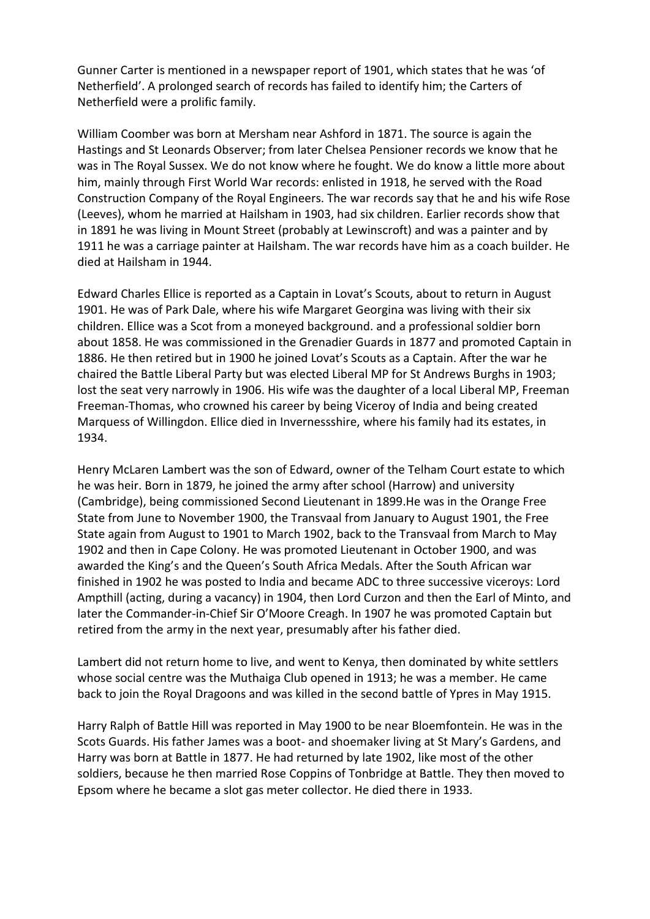Gunner Carter is mentioned in a newspaper report of 1901, which states that he was 'of Netherfield'. A prolonged search of records has failed to identify him; the Carters of Netherfield were a prolific family.

William Coomber was born at Mersham near Ashford in 1871. The source is again the Hastings and St Leonards Observer; from later Chelsea Pensioner records we know that he was in The Royal Sussex. We do not know where he fought. We do know a little more about him, mainly through First World War records: enlisted in 1918, he served with the Road Construction Company of the Royal Engineers. The war records say that he and his wife Rose (Leeves), whom he married at Hailsham in 1903, had six children. Earlier records show that in 1891 he was living in Mount Street (probably at Lewinscroft) and was a painter and by 1911 he was a carriage painter at Hailsham. The war records have him as a coach builder. He died at Hailsham in 1944.

Edward Charles Ellice is reported as a Captain in Lovat's Scouts, about to return in August 1901. He was of Park Dale, where his wife Margaret Georgina was living with their six children. Ellice was a Scot from a moneyed background. and a professional soldier born about 1858. He was commissioned in the Grenadier Guards in 1877 and promoted Captain in 1886. He then retired but in 1900 he joined Lovat's Scouts as a Captain. After the war he chaired the Battle Liberal Party but was elected Liberal MP for St Andrews Burghs in 1903; lost the seat very narrowly in 1906. His wife was the daughter of a local Liberal MP, Freeman Freeman-Thomas, who crowned his career by being Viceroy of India and being created Marquess of Willingdon. Ellice died in Invernessshire, where his family had its estates, in 1934.

Henry McLaren Lambert was the son of Edward, owner of the Telham Court estate to which he was heir. Born in 1879, he joined the army after school (Harrow) and university (Cambridge), being commissioned Second Lieutenant in 1899.He was in the Orange Free State from June to November 1900, the Transvaal from January to August 1901, the Free State again from August to 1901 to March 1902, back to the Transvaal from March to May 1902 and then in Cape Colony. He was promoted Lieutenant in October 1900, and was awarded the King's and the Queen's South Africa Medals. After the South African war finished in 1902 he was posted to India and became ADC to three successive viceroys: Lord Ampthill (acting, during a vacancy) in 1904, then Lord Curzon and then the Earl of Minto, and later the Commander-in-Chief Sir O'Moore Creagh. In 1907 he was promoted Captain but retired from the army in the next year, presumably after his father died.

Lambert did not return home to live, and went to Kenya, then dominated by white settlers whose social centre was the Muthaiga Club opened in 1913; he was a member. He came back to join the Royal Dragoons and was killed in the second battle of Ypres in May 1915.

Harry Ralph of Battle Hill was reported in May 1900 to be near Bloemfontein. He was in the Scots Guards. His father James was a boot- and shoemaker living at St Mary's Gardens, and Harry was born at Battle in 1877. He had returned by late 1902, like most of the other soldiers, because he then married Rose Coppins of Tonbridge at Battle. They then moved to Epsom where he became a slot gas meter collector. He died there in 1933.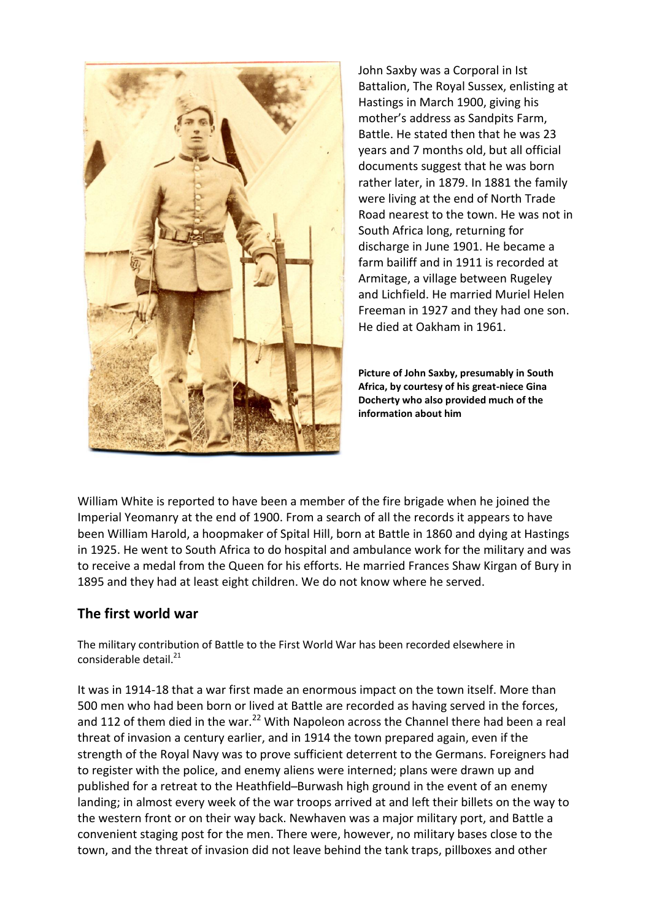John Saxby was a Corporal in Ist Battalion, The Royal Sussex, enlisting at Hastings in March 1900, giving his mother's address as Sandpits Farm, Battle. He stated then that he was 23 years and 7 months old, but all official documents suggest that he was born rather later, in 1879. In 1881 the family were living at the end of North Trade Road nearest to the town. He was not in South Africa long, returning for discharge in June 1901. He became a farm bailiff and in 1911 is recorded at Armitage, a village between Rugeley and Lichfield. He married Muriel Helen Freeman in 1927 and they had one son. He died at Oakham in 1961.

**Picture of John Saxby, presumably in South Africa, by courtesy of his great-niece Gina Docherty who also provided much of the information about him**

William White is reported to have been a member of the fire brigade when he joined the Imperial Yeomanry at the end of 1900. From a search of all the records it appears to have been William Harold, a hoopmaker of Spital Hill, born at Battle in 1860 and dying at Hastings in 1925. He went to South Africa to do hospital and ambulance work for the military and was to receive a medal from the Queen for his efforts. He married Frances Shaw Kirgan of Bury in 1895 and they had at least eight children. We do not know where he served.

## The first world war

The military contribution of Battle to the First World War has been recorded elsewhere in considerable detail.[21]

It was in 1914-18 that a war first made an enormous impact on the town itself. More than 500 men who had been born or lived at Battle are recorded as having served in the forces, and 112 of them died in the war.[22] With Napoleon across the Channel there had been a real threat of invasion a century earlier, and in 1914 the town prepared again, even if the strength of the Royal Navy was to prove sufficient deterrent to the Germans. Foreigners had to register with the police, and enemy aliens were interned; plans were drawn up and published for a retreat to the Heathfield–Burwash high ground in the event of an enemy landing; in almost every week of the war troops arrived at and left their billets on the way to the western front or on their way back. Newhaven was a major military port, and Battle a convenient staging post for the men. There were, however, no military bases close to the town, and the threat of invasion did not leave behind the tank traps, pillboxes and other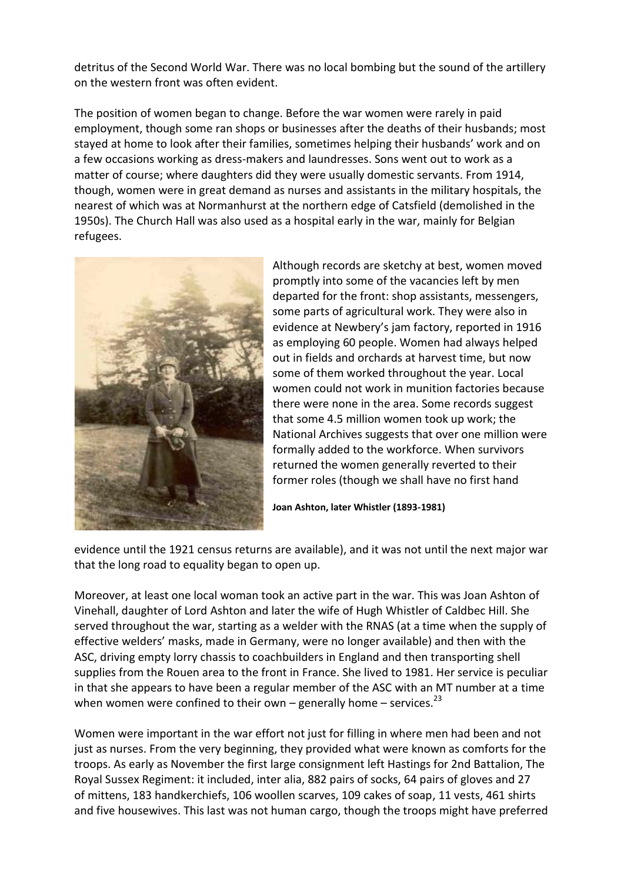detritus of the Second World War. There was no local bombing but the sound of the artillery on the western front was often evident.

The position of women began to change. Before the war women were rarely in paid employment, though some ran shops or businesses after the deaths of their husbands; most stayed at home to look after their families, sometimes helping their husbands' work and on a few occasions working as dress-makers and laundresses. Sons went out to work as a matter of course; where daughters did they were usually domestic servants. From 1914, though, women were in great demand as nurses and assistants in the military hospitals, the nearest of which was at Normanhurst at the northern edge of Catsfield (demolished in the 1950s). The Church Hall was also used as a hospital early in the war, mainly for Belgian refugees.

Although records are sketchy at best, women moved promptly into some of the vacancies left by men departed for the front: shop assistants, messengers, some parts of agricultural work. They were also in evidence at Newbery's jam factory, reported in 1916 as employing 60 people. Women had always helped out in fields and orchards at harvest time, but now some of them worked throughout the year. Local women could not work in munition factories because there were none in the area. Some records suggest that some 4.5 million women took up work; the National Archives suggests that over one million were formally added to the workforce. When survivors returned the women generally reverted to their former roles (though we shall have no first hand evidence until the 1921 census returns are available), and it was not until the next major war that the long road to equality began to open up.

**Joan Ashton, later Whistler (1893-1981)**

Moreover, at least one local woman took an active part in the war. This was Joan Ashton of Vinehall, daughter of Lord Ashton and later the wife of Hugh Whistler of Caldbec Hill. She served throughout the war, starting as a welder with the RNAS (at a time when the supply of effective welders' masks, made in Germany, were no longer available) and then with the ASC, driving empty lorry chassis to coachbuilders in England and then transporting shell supplies from the Rouen area to the front in France. She lived to 1981. Her service is peculiar in that she appears to have been a regular member of the ASC with an MT number at a time when women were confined to their own – generally home – services.[23]

Women were important in the war effort not just for filling in where men had been and not just as nurses. From the very beginning, they provided what were known as comforts for the troops. As early as November the first large consignment left Hastings for 2nd Battalion, The Royal Sussex Regiment: it included, inter alia, 882 pairs of socks, 64 pairs of gloves and 27 of mittens, 183 handkerchiefs, 106 woollen scarves, 109 cakes of soap, 11 vests, 461 shirts and five housewives. This last was not human cargo, though the troops might have preferred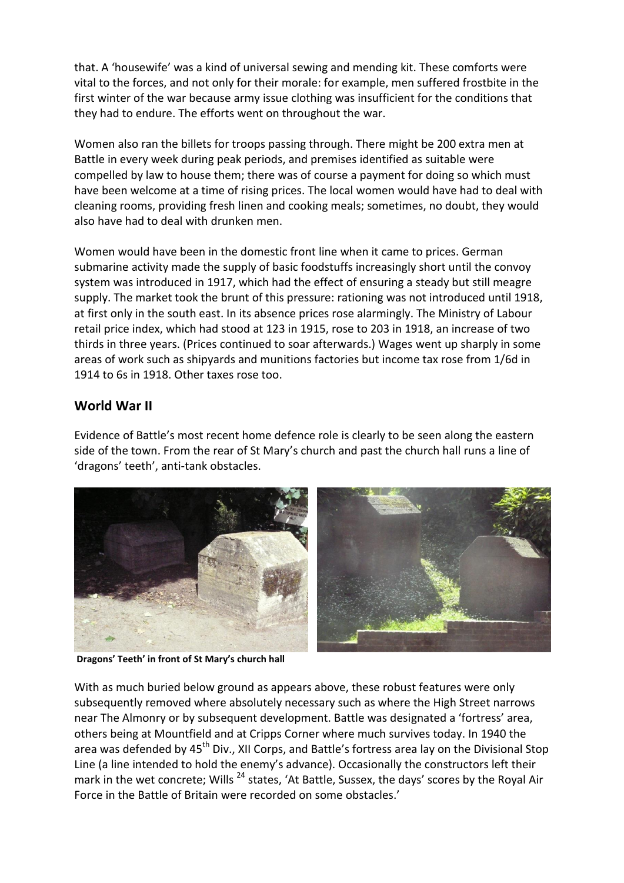that. A 'housewife' was a kind of universal sewing and mending kit. These comforts were vital to the forces, and not only for their morale: for example, men suffered frostbite in the first winter of the war because army issue clothing was insufficient for the conditions that they had to endure. The efforts went on throughout the war.

Women also ran the billets for troops passing through. There might be 200 extra men at Battle in every week during peak periods, and premises identified as suitable were compelled by law to house them; there was of course a payment for doing so which must have been welcome at a time of rising prices. The local women would have had to deal with cleaning rooms, providing fresh linen and cooking meals; sometimes, no doubt, they would also have had to deal with drunken men.

Women would have been in the domestic front line when it came to prices. German submarine activity made the supply of basic foodstuffs increasingly short until the convoy system was introduced in 1917, which had the effect of ensuring a steady but still meagre supply. The market took the brunt of this pressure: rationing was not introduced until 1918, at first only in the south east. In its absence prices rose alarmingly. The Ministry of Labour retail price index, which had stood at 123 in 1915, rose to 203 in 1918, an increase of two thirds in three years. (Prices continued to soar afterwards.) Wages went up sharply in some areas of work such as shipyards and munitions factories but income tax rose from 1/6d in 1914 to 6s in 1918. Other taxes rose too.

## World War II

Evidence of Battle's most recent home defence role is clearly to be seen along the eastern side of the town. From the rear of St Mary's church and past the church hall runs a line of 'dragons' teeth', anti-tank obstacles.

**Dragons' Teeth' in front of St Mary's church hall**

With as much buried below ground as appears above, these robust features were only subsequently removed where absolutely necessary such as where the High Street narrows near The Almonry or by subsequent development. Battle was designated a 'fortress' area, others being at Mountfield and at Cripps Corner where much survives today. In 1940 the area was defended by 45th Div., XII Corps, and Battle's fortress area lay on the Divisional Stop Line (a line intended to hold the enemy's advance). Occasionally the constructors left their mark in the wet concrete; Wills [24] states, 'At Battle, Sussex, the days' scores by the Royal Air Force in the Battle of Britain were recorded on some obstacles.'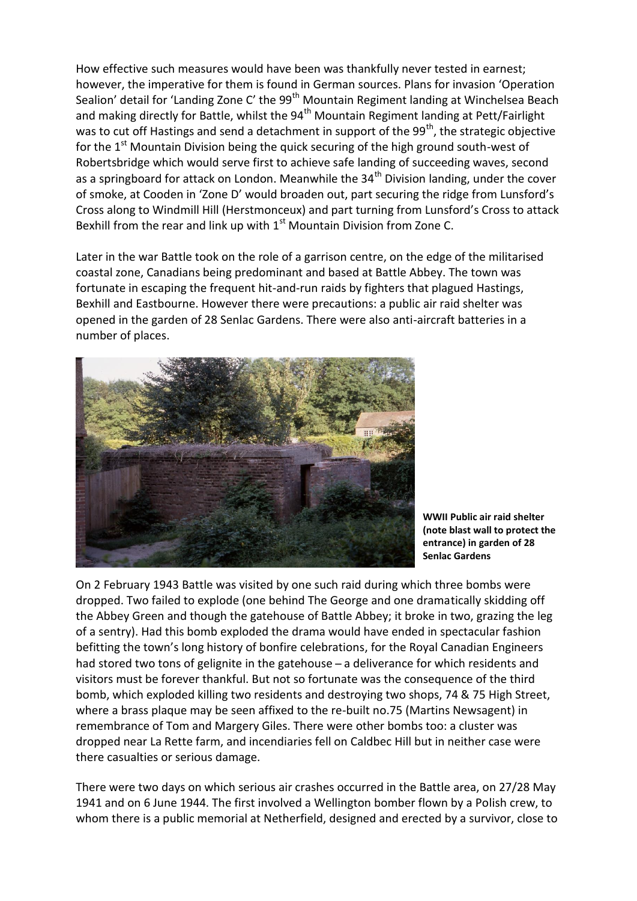How effective such measures would have been was thankfully never tested in earnest; however, the imperative for them is found in German sources. Plans for invasion 'Operation Sealion' detail for 'Landing Zone C' the 99th Mountain Regiment landing at Winchelsea Beach and making directly for Battle, whilst the 94th Mountain Regiment landing at Pett/Fairlight was to cut off Hastings and send a detachment in support of the 99th, the strategic objective for the 1st Mountain Division being the quick securing of the high ground south-west of Robertsbridge which would serve first to achieve safe landing of succeeding waves, second as a springboard for attack on London. Meanwhile the 34th Division landing, under the cover of smoke, at Cooden in 'Zone D' would broaden out, part securing the ridge from Lunsford's Cross along to Windmill Hill (Herstmonceux) and part turning from Lunsford's Cross to attack Bexhill from the rear and link up with 1st Mountain Division from Zone C.

Later in the war Battle took on the role of a garrison centre, on the edge of the militarised coastal zone, Canadians being predominant and based at Battle Abbey. The town was fortunate in escaping the frequent hit-and-run raids by fighters that plagued Hastings, Bexhill and Eastbourne. However there were precautions: a public air raid shelter was opened in the garden of 28 Senlac Gardens. There were also anti-aircraft batteries in a number of places.

**WWII Public air raid shelter (note blast wall to protect the entrance) in garden of 28 Senlac Gardens**

On 2 February 1943 Battle was visited by one such raid during which three bombs were dropped. Two failed to explode (one behind The George and one dramatically skidding off the Abbey Green and though the gatehouse of Battle Abbey; it broke in two, grazing the leg of a sentry). Had this bomb exploded the drama would have ended in spectacular fashion befitting the town's long history of bonfire celebrations, for the Royal Canadian Engineers had stored two tons of gelignite in the gatehouse – a deliverance for which residents and visitors must be forever thankful. But not so fortunate was the consequence of the third bomb, which exploded killing two residents and destroying two shops, 74 & 75 High Street, where a brass plaque may be seen affixed to the re-built no.75 (Martins Newsagent) in remembrance of Tom and Margery Giles. There were other bombs too: a cluster was dropped near La Rette farm, and incendiaries fell on Caldbec Hill but in neither case were there casualties or serious damage.

There were two days on which serious air crashes occurred in the Battle area, on 27/28 May 1941 and on 6 June 1944. The first involved a Wellington bomber flown by a Polish crew, to whom there is a public memorial at Netherfield, designed and erected by a survivor, close to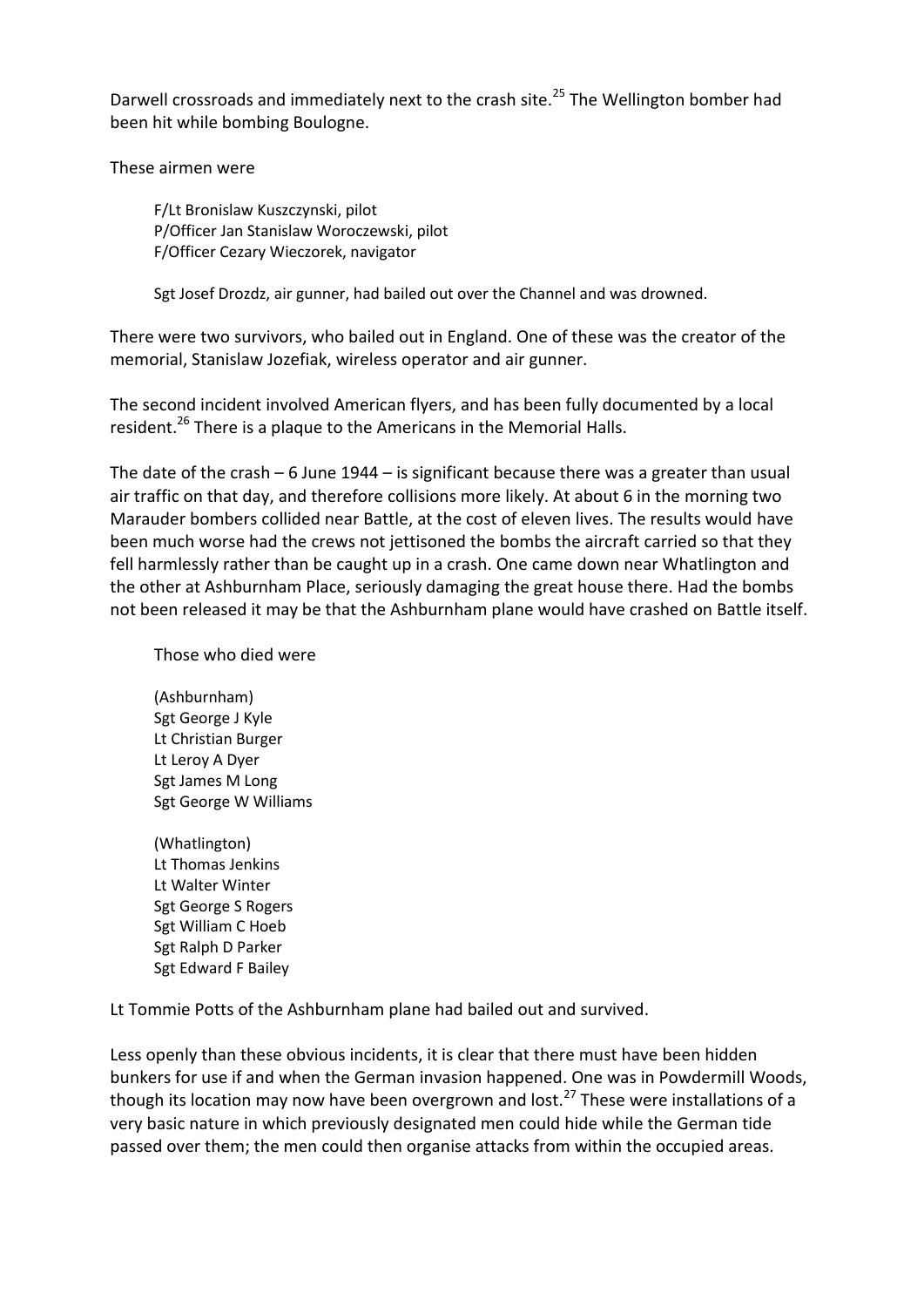Darwell crossroads and immediately next to the crash site.[25] The Wellington bomber had been hit while bombing Boulogne.

These airmen were

F/Lt Bronislaw Kuszczynski, pilot
P/Officer Jan Stanislaw Woroczewski, pilot
F/Officer Cezary Wieczorek, navigator

Sgt Josef Drozdz, air gunner, had bailed out over the Channel and was drowned.

There were two survivors, who bailed out in England. One of these was the creator of the memorial, Stanislaw Jozefiak, wireless operator and air gunner.

The second incident involved American flyers, and has been fully documented by a local resident.[26] There is a plaque to the Americans in the Memorial Halls.

The date of the crash – 6 June 1944 – is significant because there was a greater than usual air traffic on that day, and therefore collisions more likely. At about 6 in the morning two Marauder bombers collided near Battle, at the cost of eleven lives. The results would have been much worse had the crews not jettisoned the bombs the aircraft carried so that they fell harmlessly rather than be caught up in a crash. One came down near Whatlington and the other at Ashburnham Place, seriously damaging the great house there. Had the bombs not been released it may be that the Ashburnham plane would have crashed on Battle itself.

Those who died were

(Ashburnham)
Sgt George J Kyle
Lt Christian Burger
Lt Leroy A Dyer
Sgt James M Long
Sgt George W Williams

(Whatlington)
Lt Thomas Jenkins
Lt Walter Winter
Sgt George S Rogers
Sgt William C Hoeb
Sgt Ralph D Parker
Sgt Edward F Bailey

Lt Tommie Potts of the Ashburnham plane had bailed out and survived.

Less openly than these obvious incidents, it is clear that there must have been hidden bunkers for use if and when the German invasion happened. One was in Powdermill Woods, though its location may now have been overgrown and lost.[27] These were installations of a very basic nature in which previously designated men could hide while the German tide passed over them; the men could then organise attacks from within the occupied areas.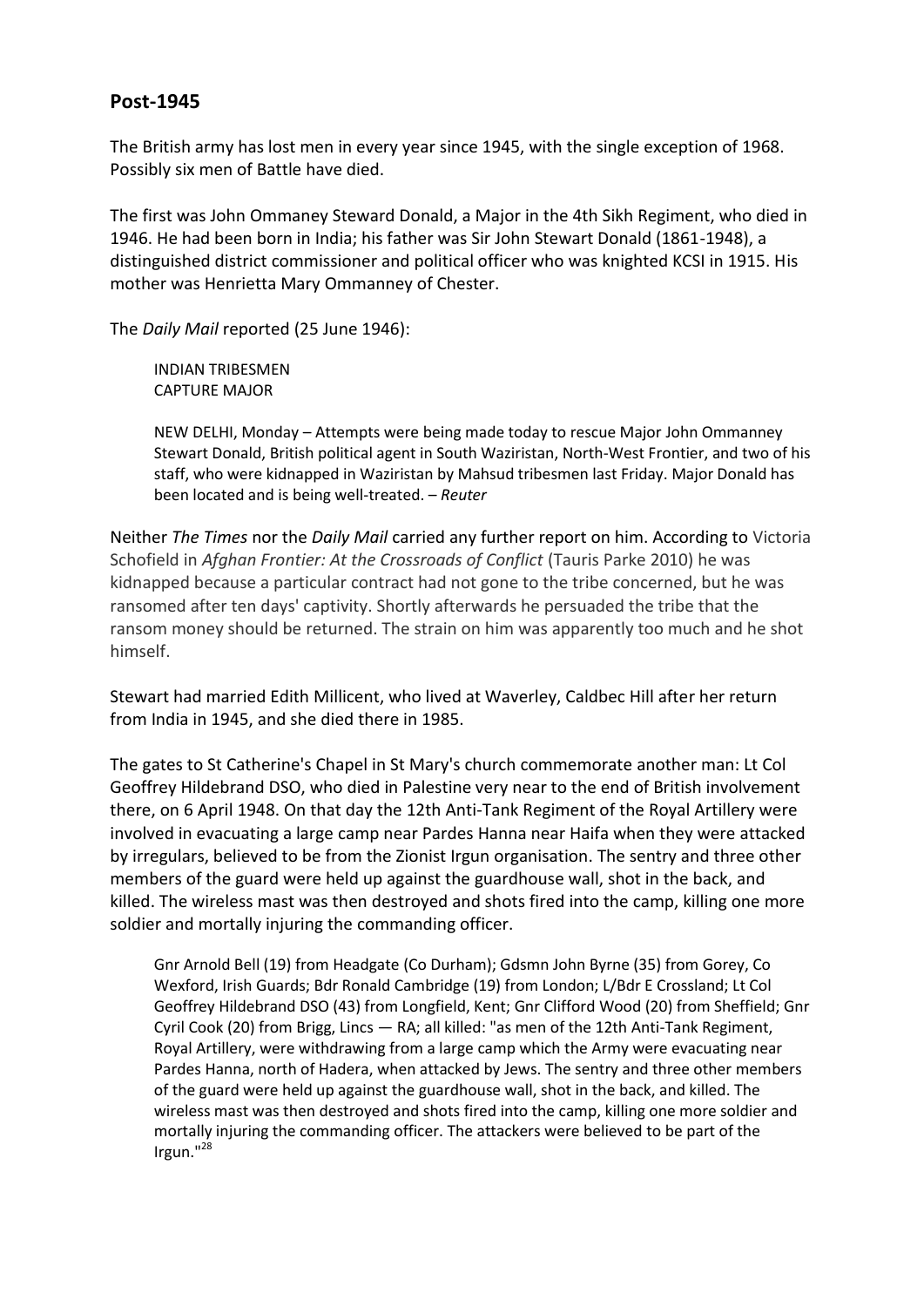## Post-1945

The British army has lost men in every year since 1945, with the single exception of 1968. Possibly six men of Battle have died.

The first was John Ommaney Steward Donald, a Major in the 4th Sikh Regiment, who died in 1946. He had been born in India; his father was Sir John Stewart Donald (1861-1948), a distinguished district commissioner and political officer who was knighted KCSI in 1915. His mother was Henrietta Mary Ommanney of Chester.

The *Daily Mail* reported (25 June 1946):

> INDIAN TRIBESMEN
> CAPTURE MAJOR
>
> NEW DELHI, Monday – Attempts were being made today to rescue Major John Ommanney Stewart Donald, British political agent in South Waziristan, North-West Frontier, and two of his staff, who were kidnapped in Waziristan by Mahsud tribesmen last Friday. Major Donald has been located and is being well-treated. – *Reuter*

Neither *The Times* nor the *Daily Mail* carried any further report on him. According to Victoria Schofield in *Afghan Frontier: At the Crossroads of Conflict* (Tauris Parke 2010) he was kidnapped because a particular contract had not gone to the tribe concerned, but he was ransomed after ten days' captivity. Shortly afterwards he persuaded the tribe that the ransom money should be returned. The strain on him was apparently too much and he shot himself.

Stewart had married Edith Millicent, who lived at Waverley, Caldbec Hill after her return from India in 1945, and she died there in 1985.

The gates to St Catherine's Chapel in St Mary's church commemorate another man: Lt Col Geoffrey Hildebrand DSO, who died in Palestine very near to the end of British involvement there, on 6 April 1948. On that day the 12th Anti-Tank Regiment of the Royal Artillery were involved in evacuating a large camp near Pardes Hanna near Haifa when they were attacked by irregulars, believed to be from the Zionist Irgun organisation. The sentry and three other members of the guard were held up against the guardhouse wall, shot in the back, and killed. The wireless mast was then destroyed and shots fired into the camp, killing one more soldier and mortally injuring the commanding officer.

> Gnr Arnold Bell (19) from Headgate (Co Durham); Gdsmn John Byrne (35) from Gorey, Co Wexford, Irish Guards; Bdr Ronald Cambridge (19) from London; L/Bdr E Crossland; Lt Col Geoffrey Hildebrand DSO (43) from Longfield, Kent; Gnr Clifford Wood (20) from Sheffield; Gnr Cyril Cook (20) from Brigg, Lincs — RA; all killed: "as men of the 12th Anti-Tank Regiment, Royal Artillery, were withdrawing from a large camp which the Army were evacuating near Pardes Hanna, north of Hadera, when attacked by Jews. The sentry and three other members of the guard were held up against the guardhouse wall, shot in the back, and killed. The wireless mast was then destroyed and shots fired into the camp, killing one more soldier and mortally injuring the commanding officer. The attackers were believed to be part of the Irgun."[28]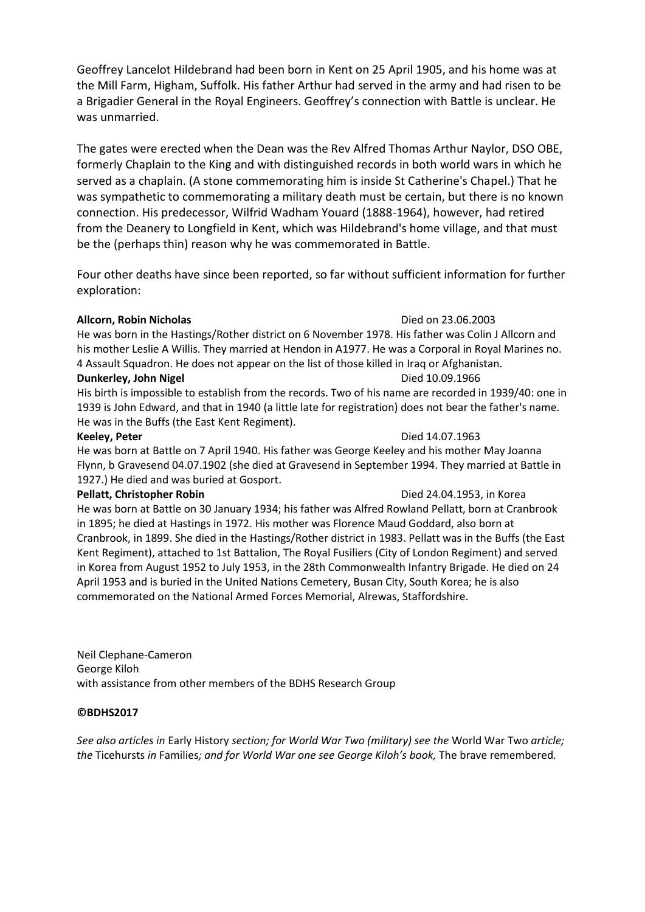Geoffrey Lancelot Hildebrand had been born in Kent on 25 April 1905, and his home was at the Mill Farm, Higham, Suffolk. His father Arthur had served in the army and had risen to be a Brigadier General in the Royal Engineers. Geoffrey's connection with Battle is unclear. He was unmarried.

The gates were erected when the Dean was the Rev Alfred Thomas Arthur Naylor, DSO OBE, formerly Chaplain to the King and with distinguished records in both world wars in which he served as a chaplain. (A stone commemorating him is inside St Catherine's Chapel.) That he was sympathetic to commemorating a military death must be certain, but there is no known connection. His predecessor, Wilfrid Wadham Youard (1888-1964), however, had retired from the Deanery to Longfield in Kent, which was Hildebrand's home village, and that must be the (perhaps thin) reason why he was commemorated in Battle.

Four other deaths have since been reported, so far without sufficient information for further exploration:

**Allcorn, Robin Nicholas** Died on 23.06.2003

He was born in the Hastings/Rother district on 6 November 1978. His father was Colin J Allcorn and his mother Leslie A Willis. They married at Hendon in A1977. He was a Corporal in Royal Marines no. 4 Assault Squadron. He does not appear on the list of those killed in Iraq or Afghanistan.

**Dunkerley, John Nigel** Died 10.09.1966

His birth is impossible to establish from the records. Two of his name are recorded in 1939/40: one in 1939 is John Edward, and that in 1940 (a little late for registration) does not bear the father's name. He was in the Buffs (the East Kent Regiment).

**Keeley, Peter** Died 14.07.1963

He was born at Battle on 7 April 1940. His father was George Keeley and his mother May Joanna Flynn, b Gravesend 04.07.1902 (she died at Gravesend in September 1994. They married at Battle in 1927.) He died and was buried at Gosport.

**Pellatt, Christopher Robin** Died 24.04.1953, in Korea

He was born at Battle on 30 January 1934; his father was Alfred Rowland Pellatt, born at Cranbrook in 1895; he died at Hastings in 1972. His mother was Florence Maud Goddard, also born at Cranbrook, in 1899. She died in the Hastings/Rother district in 1983. Pellatt was in the Buffs (the East Kent Regiment), attached to 1st Battalion, The Royal Fusiliers (City of London Regiment) and served in Korea from August 1952 to July 1953, in the 28th Commonwealth Infantry Brigade. He died on 24 April 1953 and is buried in the United Nations Cemetery, Busan City, South Korea; he is also commemorated on the National Armed Forces Memorial, Alrewas, Staffordshire.

Neil Clephane-Cameron
George Kiloh
with assistance from other members of the BDHS Research Group

**©BDHS2017**

*See also articles in* Early History *section; for World War Two (military) see the* World War Two *article; the* Ticehursts *in* Families*; and for World War one see George Kiloh's book,* The brave remembered*.*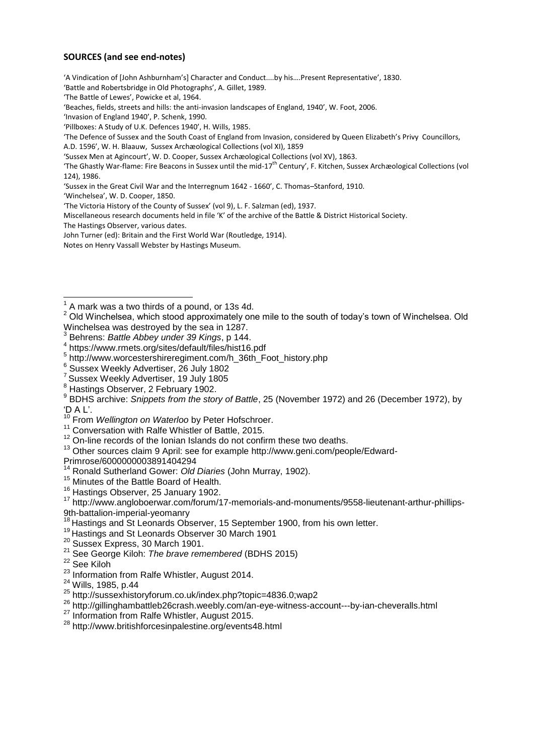**SOURCES (and see end-notes)**

'A Vindication of [John Ashburnham's] Character and Conduct....by his....Present Representative', 1830.
'Battle and Robertsbridge in Old Photographs', A. Gillet, 1989.
'The Battle of Lewes', Powicke et al, 1964.
'Beaches, fields, streets and hills: the anti-invasion landscapes of England, 1940', W. Foot, 2006.
'Invasion of England 1940', P. Schenk, 1990.
'Pillboxes: A Study of U.K. Defences 1940', H. Wills, 1985.
'The Defence of Sussex and the South Coast of England from Invasion, considered by Queen Elizabeth's Privy Councillors, A.D. 1596', W. H. Blaauw, Sussex Archæological Collections (vol XI), 1859
'Sussex Men at Agincourt', W. D. Cooper, Sussex Archæological Collections (vol XV), 1863.
'The Ghastly War-flame: Fire Beacons in Sussex until the mid-17th Century', F. Kitchen, Sussex Archæological Collections (vol 124), 1986.
'Sussex in the Great Civil War and the Interregnum 1642 - 1660', C. Thomas–Stanford, 1910.
'Winchelsea', W. D. Cooper, 1850.
'The Victoria History of the County of Sussex' (vol 9), L. F. Salzman (ed), 1937.
Miscellaneous research documents held in file 'K' of the archive of the Battle & District Historical Society.
The Hastings Observer, various dates.
John Turner (ed): Britain and the First World War (Routledge, 1914).
Notes on Henry Vassall Webster by Hastings Museum.

---

[1] A mark was a two thirds of a pound, or 13s 4d.
[2] Old Winchelsea, which stood approximately one mile to the south of today's town of Winchelsea. Old Winchelsea was destroyed by the sea in 1287.
[3] Behrens: *Battle Abbey under 39 Kings*, p 144.
[4] https://www.rmets.org/sites/default/files/hist16.pdf
[5] http://www.worcestershireregiment.com/h_36th_Foot_history.php
[6] Sussex Weekly Advertiser, 26 July 1802
[7] Sussex Weekly Advertiser, 19 July 1805
[8] Hastings Observer, 2 February 1902.
[9] BDHS archive: *Snippets from the story of Battle*, 25 (November 1972) and 26 (December 1972), by 'D A L'.
[10] From *Wellington on Waterloo* by Peter Hofschroer.
[11] Conversation with Ralfe Whistler of Battle, 2015.
[12] On-line records of the Ionian Islands do not confirm these two deaths.
[13] Other sources claim 9 April: see for example http://www.geni.com/people/Edward-Primrose/6000000003891404294
[14] Ronald Sutherland Gower: *Old Diaries* (John Murray, 1902).
[15] Minutes of the Battle Board of Health.
[16] Hastings Observer, 25 January 1902.
[17] http://www.angloboerwar.com/forum/17-memorials-and-monuments/9558-lieutenant-arthur-phillips-9th-battalion-imperial-yeomanry
[18] Hastings and St Leonards Observer, 15 September 1900, from his own letter.
[19] Hastings and St Leonards Observer 30 March 1901
[20] Sussex Express, 30 March 1901.
[21] See George Kiloh: *The brave remembered* (BDHS 2015)
[22] See Kiloh
[23] Information from Ralfe Whistler, August 2014.
[24] Wills, 1985, p.44
[25] http://sussexhistoryforum.co.uk/index.php?topic=4836.0;wap2
[26] http://gillinghambattleb26crash.weebly.com/an-eye-witness-account---by-ian-cheveralls.html
[27] Information from Ralfe Whistler, August 2015.
[28] http://www.britishforcesinpalestine.org/events48.html